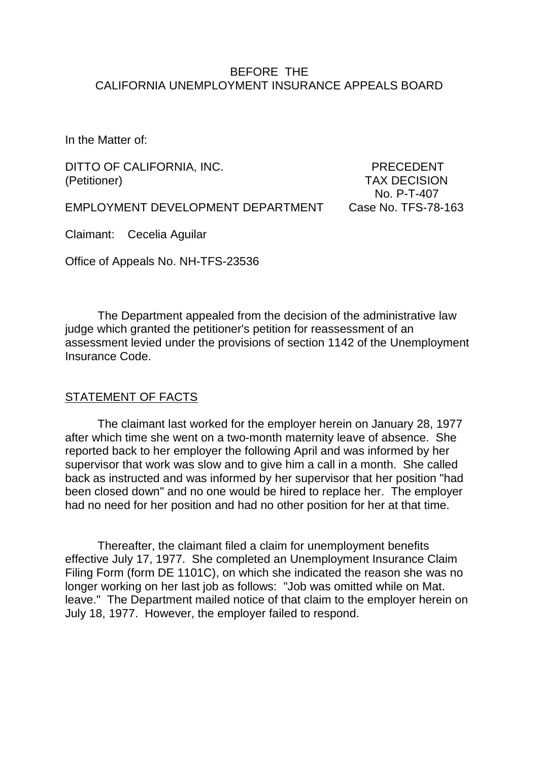BEFORE THE
CALIFORNIA UNEMPLOYMENT INSURANCE APPEALS BOARD

In the Matter of:

DITTO OF CALIFORNIA, INC.
(Petitioner)

EMPLOYMENT DEVELOPMENT DEPARTMENT

PRECEDENT
TAX DECISION
No. P-T-407
Case No. TFS-78-163

Claimant: Cecelia Aguilar

Office of Appeals No. NH-TFS-23536

The Department appealed from the decision of the administrative law judge which granted the petitioner's petition for reassessment of an assessment levied under the provisions of section 1142 of the Unemployment Insurance Code.

## STATEMENT OF FACTS

The claimant last worked for the employer herein on January 28, 1977 after which time she went on a two-month maternity leave of absence. She reported back to her employer the following April and was informed by her supervisor that work was slow and to give him a call in a month. She called back as instructed and was informed by her supervisor that her position "had been closed down" and no one would be hired to replace her. The employer had no need for her position and had no other position for her at that time.

Thereafter, the claimant filed a claim for unemployment benefits effective July 17, 1977. She completed an Unemployment Insurance Claim Filing Form (form DE 1101C), on which she indicated the reason she was no longer working on her last job as follows: "Job was omitted while on Mat. leave." The Department mailed notice of that claim to the employer herein on July 18, 1977. However, the employer failed to respond.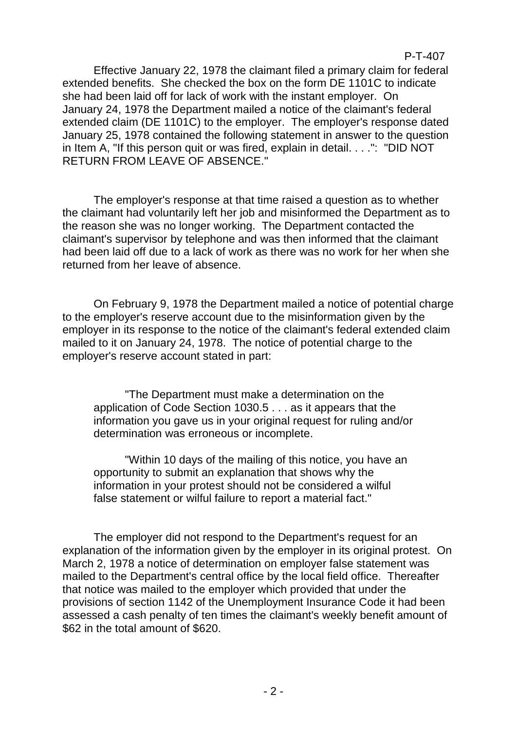Effective January 22, 1978 the claimant filed a primary claim for federal extended benefits. She checked the box on the form DE 1101C to indicate she had been laid off for lack of work with the instant employer. On January 24, 1978 the Department mailed a notice of the claimant's federal extended claim (DE 1101C) to the employer. The employer's response dated January 25, 1978 contained the following statement in answer to the question in Item A, "If this person quit or was fired, explain in detail. . . .": "DID NOT RETURN FROM LEAVE OF ABSENCE."

The employer's response at that time raised a question as to whether the claimant had voluntarily left her job and misinformed the Department as to the reason she was no longer working. The Department contacted the claimant's supervisor by telephone and was then informed that the claimant had been laid off due to a lack of work as there was no work for her when she returned from her leave of absence.

On February 9, 1978 the Department mailed a notice of potential charge to the employer's reserve account due to the misinformation given by the employer in its response to the notice of the claimant's federal extended claim mailed to it on January 24, 1978. The notice of potential charge to the employer's reserve account stated in part:

> "The Department must make a determination on the application of Code Section 1030.5 . . . as it appears that the information you gave us in your original request for ruling and/or determination was erroneous or incomplete.
>
> "Within 10 days of the mailing of this notice, you have an opportunity to submit an explanation that shows why the information in your protest should not be considered a wilful false statement or wilful failure to report a material fact."

The employer did not respond to the Department's request for an explanation of the information given by the employer in its original protest. On March 2, 1978 a notice of determination on employer false statement was mailed to the Department's central office by the local field office. Thereafter that notice was mailed to the employer which provided that under the provisions of section 1142 of the Unemployment Insurance Code it had been assessed a cash penalty of ten times the claimant's weekly benefit amount of $62 in the total amount of $620.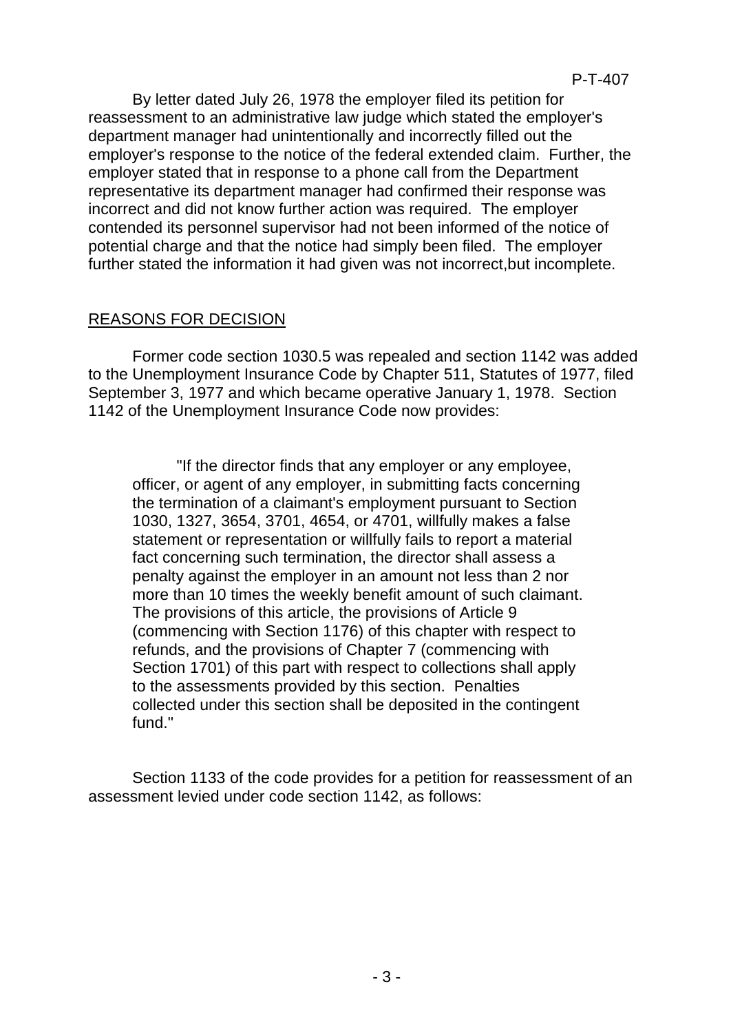By letter dated July 26, 1978 the employer filed its petition for reassessment to an administrative law judge which stated the employer's department manager had unintentionally and incorrectly filled out the employer's response to the notice of the federal extended claim. Further, the employer stated that in response to a phone call from the Department representative its department manager had confirmed their response was incorrect and did not know further action was required. The employer contended its personnel supervisor had not been informed of the notice of potential charge and that the notice had simply been filed. The employer further stated the information it had given was not incorrect,but incomplete.

## REASONS FOR DECISION

Former code section 1030.5 was repealed and section 1142 was added to the Unemployment Insurance Code by Chapter 511, Statutes of 1977, filed September 3, 1977 and which became operative January 1, 1978. Section 1142 of the Unemployment Insurance Code now provides:

> "If the director finds that any employer or any employee, officer, or agent of any employer, in submitting facts concerning the termination of a claimant's employment pursuant to Section 1030, 1327, 3654, 3701, 4654, or 4701, willfully makes a false statement or representation or willfully fails to report a material fact concerning such termination, the director shall assess a penalty against the employer in an amount not less than 2 nor more than 10 times the weekly benefit amount of such claimant. The provisions of this article, the provisions of Article 9 (commencing with Section 1176) of this chapter with respect to refunds, and the provisions of Chapter 7 (commencing with Section 1701) of this part with respect to collections shall apply to the assessments provided by this section. Penalties collected under this section shall be deposited in the contingent fund."

Section 1133 of the code provides for a petition for reassessment of an assessment levied under code section 1142, as follows: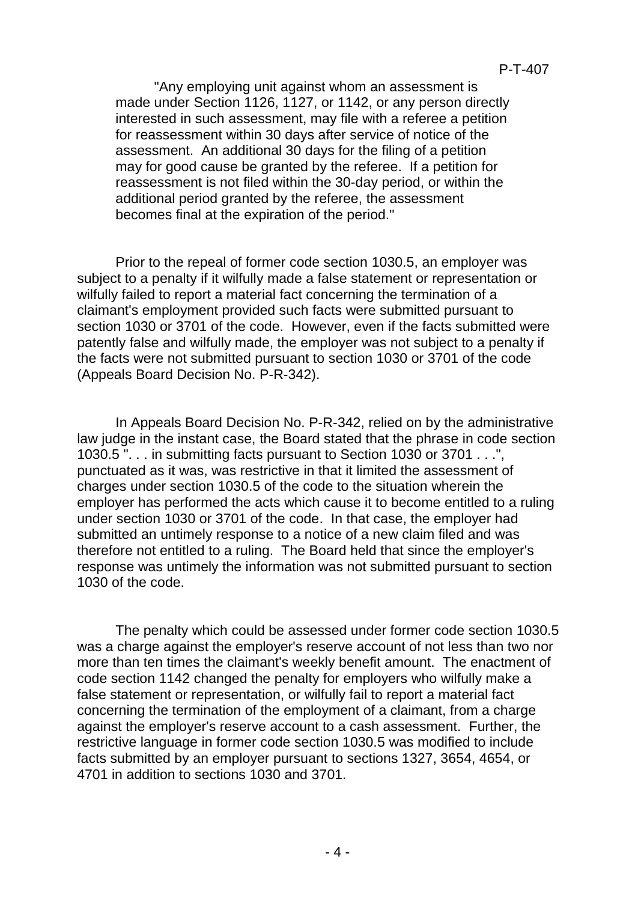"Any employing unit against whom an assessment is made under Section 1126, 1127, or 1142, or any person directly interested in such assessment, may file with a referee a petition for reassessment within 30 days after service of notice of the assessment. An additional 30 days for the filing of a petition may for good cause be granted by the referee. If a petition for reassessment is not filed within the 30-day period, or within the additional period granted by the referee, the assessment becomes final at the expiration of the period."

Prior to the repeal of former code section 1030.5, an employer was subject to a penalty if it wilfully made a false statement or representation or wilfully failed to report a material fact concerning the termination of a claimant's employment provided such facts were submitted pursuant to section 1030 or 3701 of the code. However, even if the facts submitted were patently false and wilfully made, the employer was not subject to a penalty if the facts were not submitted pursuant to section 1030 or 3701 of the code (Appeals Board Decision No. P-R-342).

In Appeals Board Decision No. P-R-342, relied on by the administrative law judge in the instant case, the Board stated that the phrase in code section 1030.5 ". . . in submitting facts pursuant to Section 1030 or 3701 . . .", punctuated as it was, was restrictive in that it limited the assessment of charges under section 1030.5 of the code to the situation wherein the employer has performed the acts which cause it to become entitled to a ruling under section 1030 or 3701 of the code. In that case, the employer had submitted an untimely response to a notice of a new claim filed and was therefore not entitled to a ruling. The Board held that since the employer's response was untimely the information was not submitted pursuant to section 1030 of the code.

The penalty which could be assessed under former code section 1030.5 was a charge against the employer's reserve account of not less than two nor more than ten times the claimant's weekly benefit amount. The enactment of code section 1142 changed the penalty for employers who wilfully make a false statement or representation, or wilfully fail to report a material fact concerning the termination of the employment of a claimant, from a charge against the employer's reserve account to a cash assessment. Further, the restrictive language in former code section 1030.5 was modified to include facts submitted by an employer pursuant to sections 1327, 3654, 4654, or 4701 in addition to sections 1030 and 3701.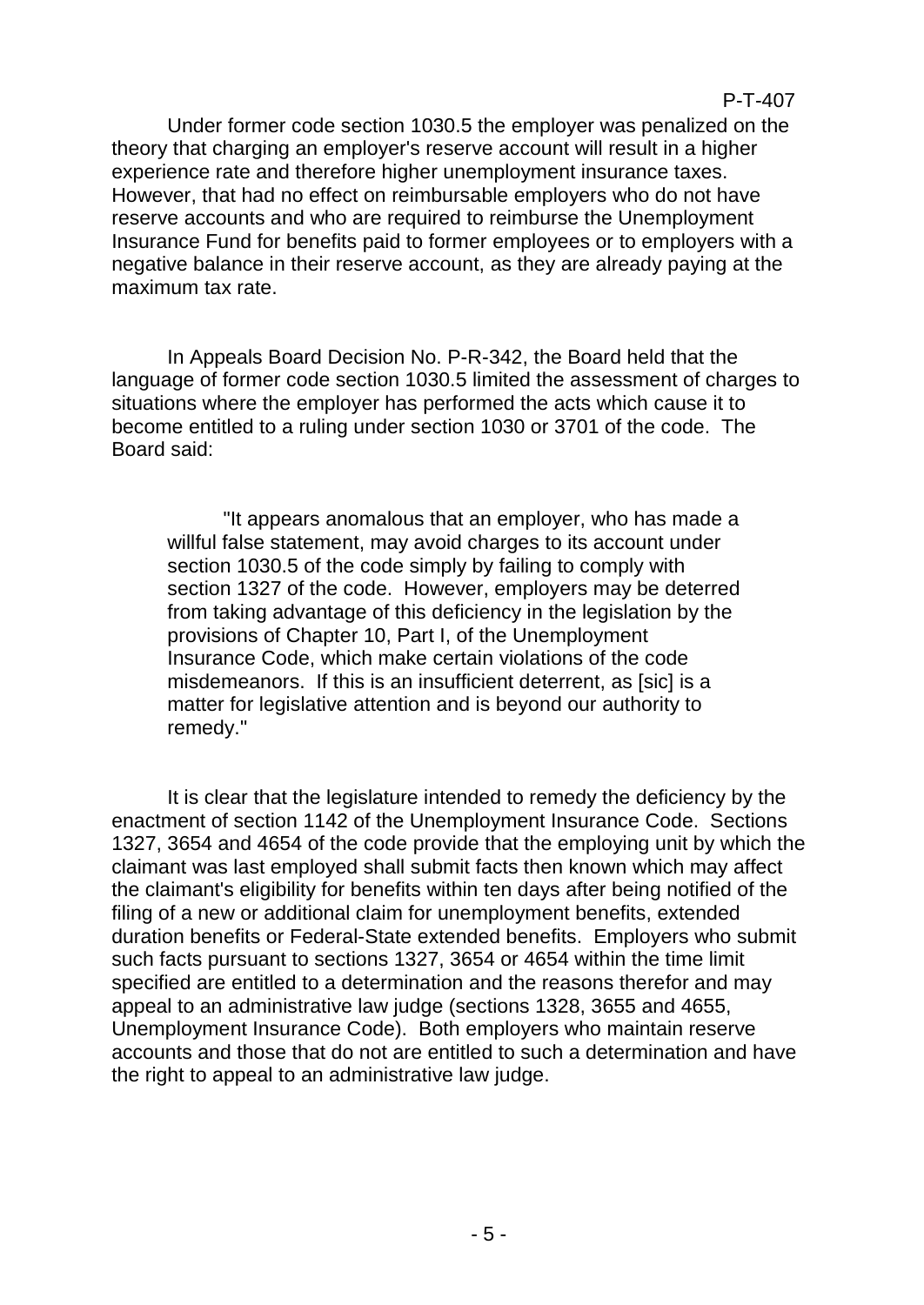Under former code section 1030.5 the employer was penalized on the theory that charging an employer's reserve account will result in a higher experience rate and therefore higher unemployment insurance taxes. However, that had no effect on reimbursable employers who do not have reserve accounts and who are required to reimburse the Unemployment Insurance Fund for benefits paid to former employees or to employers with a negative balance in their reserve account, as they are already paying at the maximum tax rate.

In Appeals Board Decision No. P-R-342, the Board held that the language of former code section 1030.5 limited the assessment of charges to situations where the employer has performed the acts which cause it to become entitled to a ruling under section 1030 or 3701 of the code. The Board said:

> "It appears anomalous that an employer, who has made a willful false statement, may avoid charges to its account under section 1030.5 of the code simply by failing to comply with section 1327 of the code. However, employers may be deterred from taking advantage of this deficiency in the legislation by the provisions of Chapter 10, Part I, of the Unemployment Insurance Code, which make certain violations of the code misdemeanors. If this is an insufficient deterrent, as [sic] is a matter for legislative attention and is beyond our authority to remedy."

It is clear that the legislature intended to remedy the deficiency by the enactment of section 1142 of the Unemployment Insurance Code. Sections 1327, 3654 and 4654 of the code provide that the employing unit by which the claimant was last employed shall submit facts then known which may affect the claimant's eligibility for benefits within ten days after being notified of the filing of a new or additional claim for unemployment benefits, extended duration benefits or Federal-State extended benefits. Employers who submit such facts pursuant to sections 1327, 3654 or 4654 within the time limit specified are entitled to a determination and the reasons therefor and may appeal to an administrative law judge (sections 1328, 3655 and 4655, Unemployment Insurance Code). Both employers who maintain reserve accounts and those that do not are entitled to such a determination and have the right to appeal to an administrative law judge.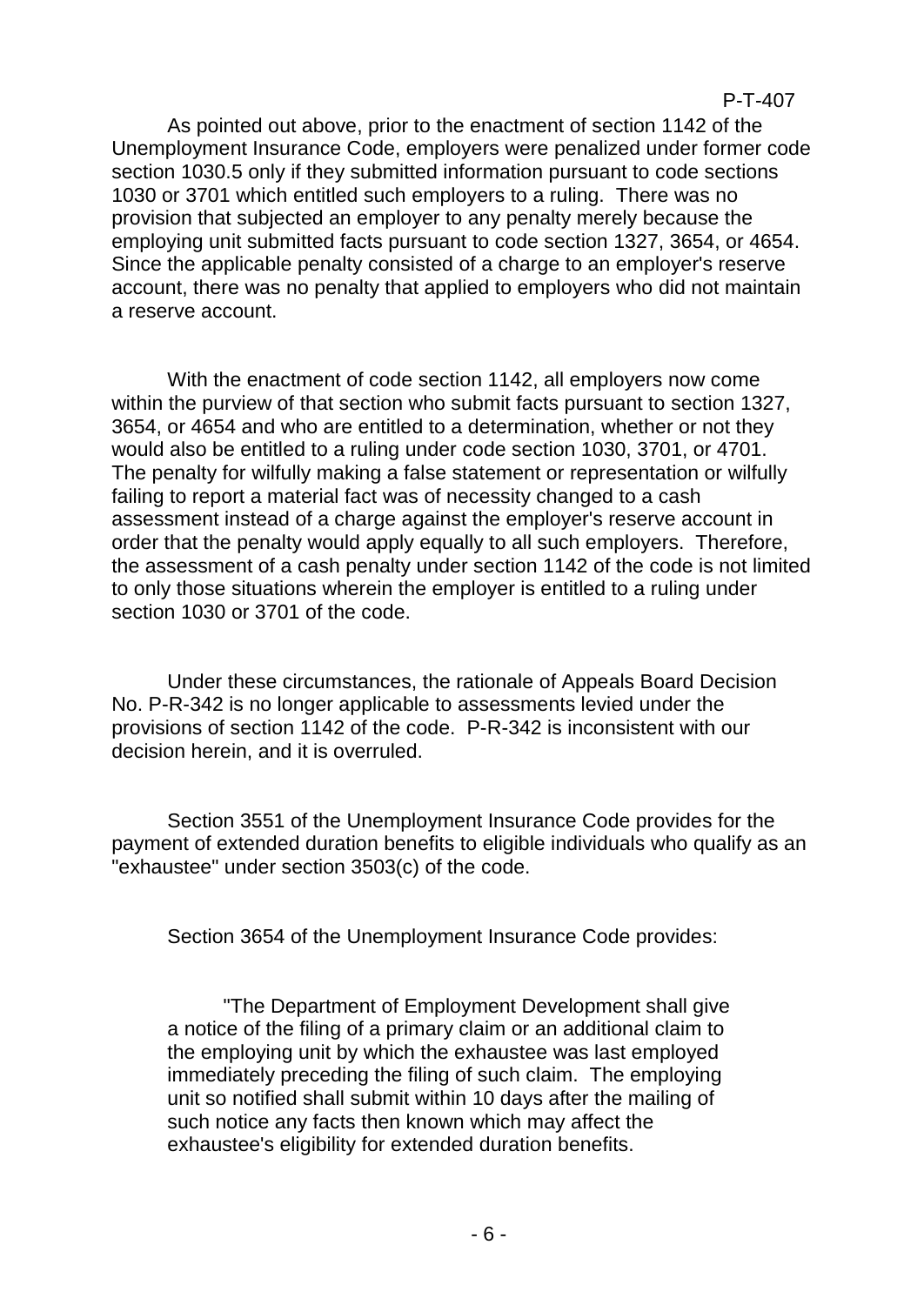As pointed out above, prior to the enactment of section 1142 of the Unemployment Insurance Code, employers were penalized under former code section 1030.5 only if they submitted information pursuant to code sections 1030 or 3701 which entitled such employers to a ruling. There was no provision that subjected an employer to any penalty merely because the employing unit submitted facts pursuant to code section 1327, 3654, or 4654. Since the applicable penalty consisted of a charge to an employer's reserve account, there was no penalty that applied to employers who did not maintain a reserve account.

With the enactment of code section 1142, all employers now come within the purview of that section who submit facts pursuant to section 1327, 3654, or 4654 and who are entitled to a determination, whether or not they would also be entitled to a ruling under code section 1030, 3701, or 4701. The penalty for wilfully making a false statement or representation or wilfully failing to report a material fact was of necessity changed to a cash assessment instead of a charge against the employer's reserve account in order that the penalty would apply equally to all such employers. Therefore, the assessment of a cash penalty under section 1142 of the code is not limited to only those situations wherein the employer is entitled to a ruling under section 1030 or 3701 of the code.

Under these circumstances, the rationale of Appeals Board Decision No. P-R-342 is no longer applicable to assessments levied under the provisions of section 1142 of the code. P-R-342 is inconsistent with our decision herein, and it is overruled.

Section 3551 of the Unemployment Insurance Code provides for the payment of extended duration benefits to eligible individuals who qualify as an "exhaustee" under section 3503(c) of the code.

Section 3654 of the Unemployment Insurance Code provides:

> "The Department of Employment Development shall give a notice of the filing of a primary claim or an additional claim to the employing unit by which the exhaustee was last employed immediately preceding the filing of such claim. The employing unit so notified shall submit within 10 days after the mailing of such notice any facts then known which may affect the exhaustee's eligibility for extended duration benefits.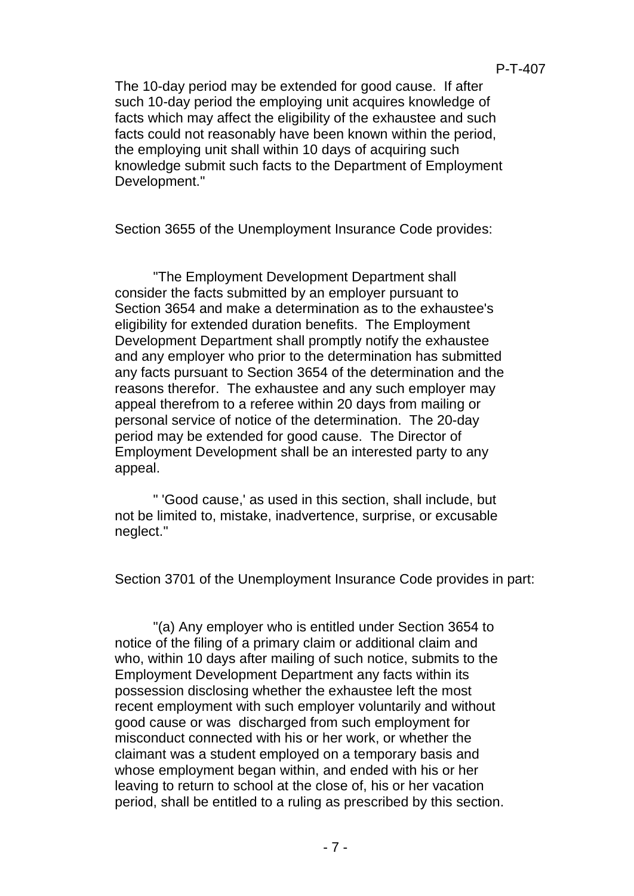The 10-day period may be extended for good cause. If after such 10-day period the employing unit acquires knowledge of facts which may affect the eligibility of the exhaustee and such facts could not reasonably have been known within the period, the employing unit shall within 10 days of acquiring such knowledge submit such facts to the Department of Employment Development."

Section 3655 of the Unemployment Insurance Code provides:

"The Employment Development Department shall consider the facts submitted by an employer pursuant to Section 3654 and make a determination as to the exhaustee's eligibility for extended duration benefits. The Employment Development Department shall promptly notify the exhaustee and any employer who prior to the determination has submitted any facts pursuant to Section 3654 of the determination and the reasons therefor. The exhaustee and any such employer may appeal therefrom to a referee within 20 days from mailing or personal service of notice of the determination. The 20-day period may be extended for good cause. The Director of Employment Development shall be an interested party to any appeal.

" 'Good cause,' as used in this section, shall include, but not be limited to, mistake, inadvertence, surprise, or excusable neglect."

Section 3701 of the Unemployment Insurance Code provides in part:

"(a) Any employer who is entitled under Section 3654 to notice of the filing of a primary claim or additional claim and who, within 10 days after mailing of such notice, submits to the Employment Development Department any facts within its possession disclosing whether the exhaustee left the most recent employment with such employer voluntarily and without good cause or was discharged from such employment for misconduct connected with his or her work, or whether the claimant was a student employed on a temporary basis and whose employment began within, and ended with his or her leaving to return to school at the close of, his or her vacation period, shall be entitled to a ruling as prescribed by this section.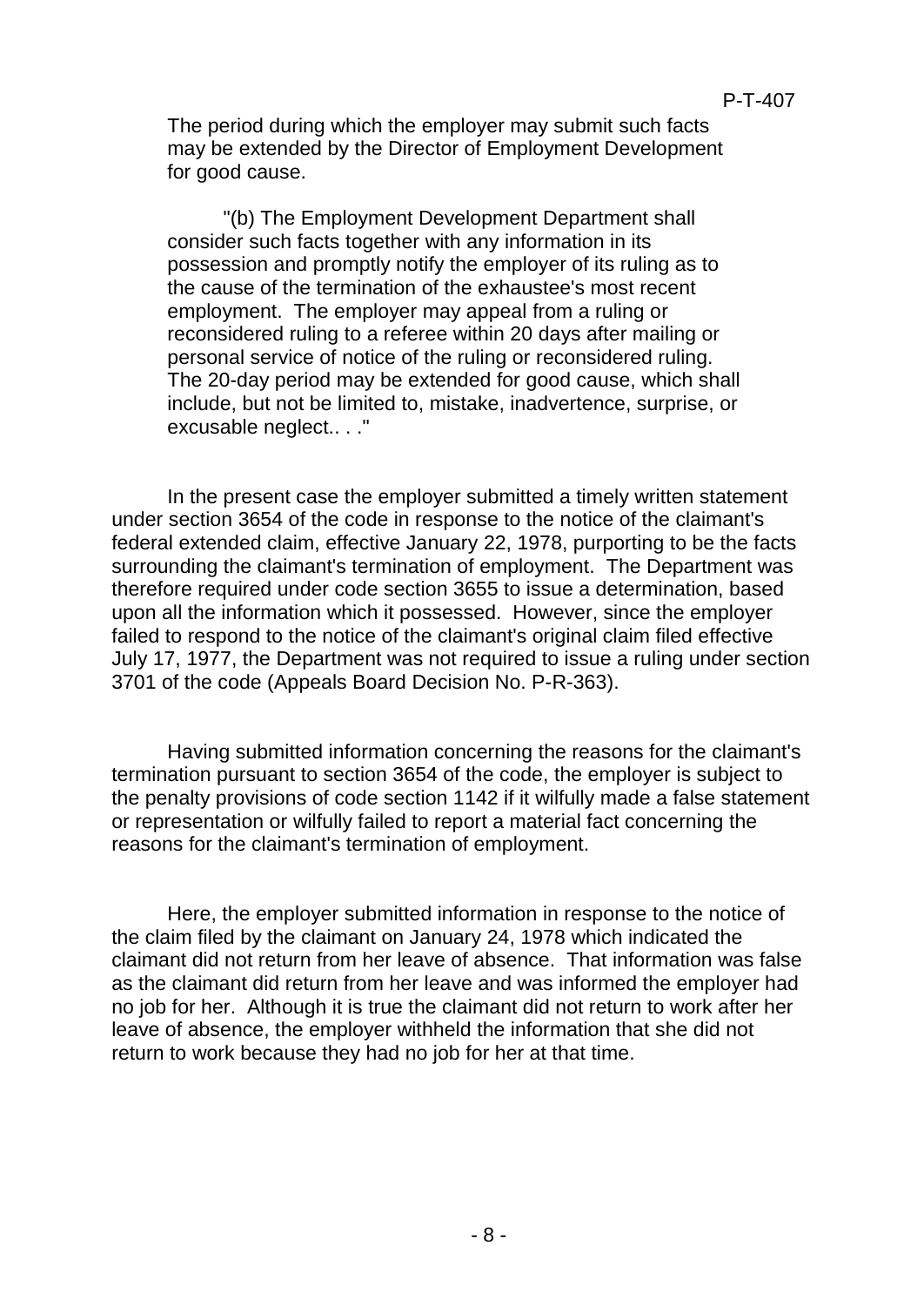The period during which the employer may submit such facts may be extended by the Director of Employment Development for good cause.

"(b) The Employment Development Department shall consider such facts together with any information in its possession and promptly notify the employer of its ruling as to the cause of the termination of the exhaustee's most recent employment. The employer may appeal from a ruling or reconsidered ruling to a referee within 20 days after mailing or personal service of notice of the ruling or reconsidered ruling. The 20-day period may be extended for good cause, which shall include, but not be limited to, mistake, inadvertence, surprise, or excusable neglect.. . ."

In the present case the employer submitted a timely written statement under section 3654 of the code in response to the notice of the claimant's federal extended claim, effective January 22, 1978, purporting to be the facts surrounding the claimant's termination of employment. The Department was therefore required under code section 3655 to issue a determination, based upon all the information which it possessed. However, since the employer failed to respond to the notice of the claimant's original claim filed effective July 17, 1977, the Department was not required to issue a ruling under section 3701 of the code (Appeals Board Decision No. P-R-363).

Having submitted information concerning the reasons for the claimant's termination pursuant to section 3654 of the code, the employer is subject to the penalty provisions of code section 1142 if it wilfully made a false statement or representation or wilfully failed to report a material fact concerning the reasons for the claimant's termination of employment.

Here, the employer submitted information in response to the notice of the claim filed by the claimant on January 24, 1978 which indicated the claimant did not return from her leave of absence. That information was false as the claimant did return from her leave and was informed the employer had no job for her. Although it is true the claimant did not return to work after her leave of absence, the employer withheld the information that she did not return to work because they had no job for her at that time.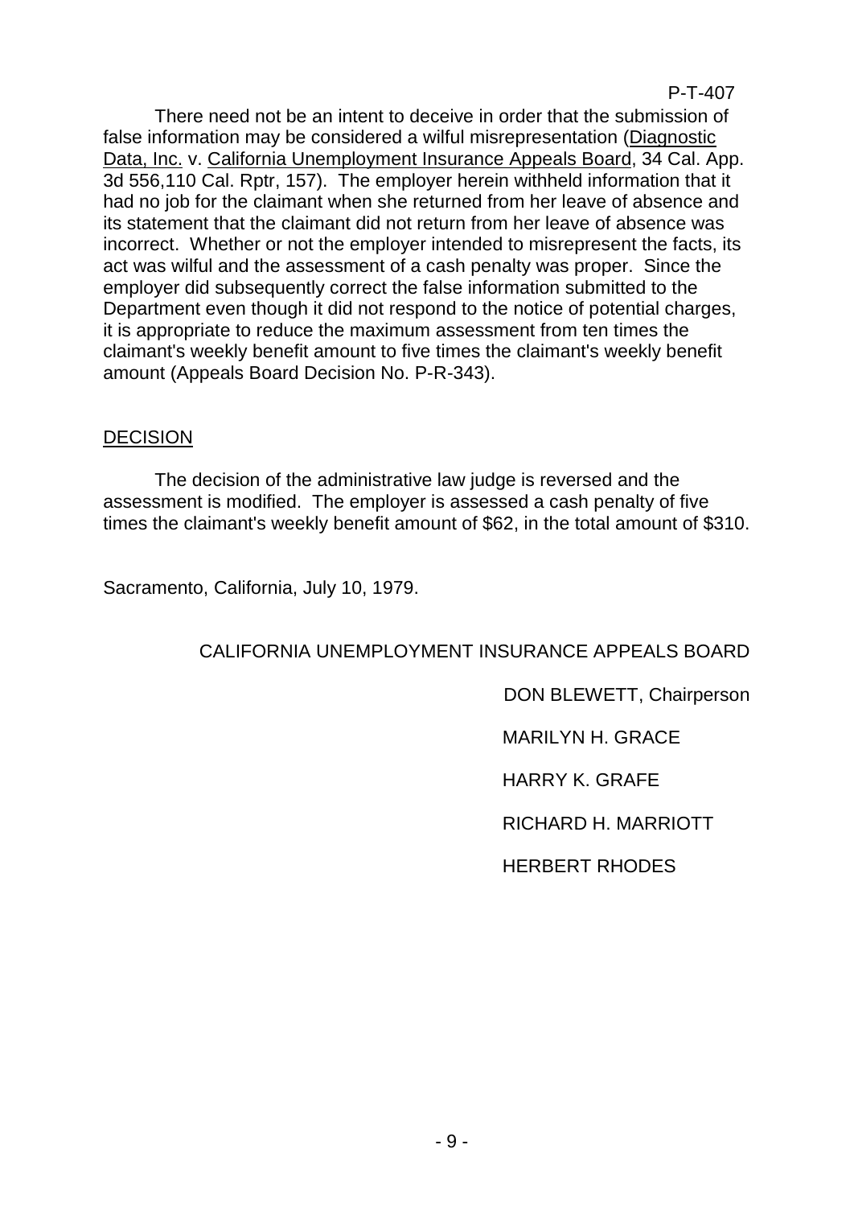There need not be an intent to deceive in order that the submission of false information may be considered a wilful misrepresentation (Diagnostic Data, Inc. v. California Unemployment Insurance Appeals Board, 34 Cal. App. 3d 556,110 Cal. Rptr, 157). The employer herein withheld information that it had no job for the claimant when she returned from her leave of absence and its statement that the claimant did not return from her leave of absence was incorrect. Whether or not the employer intended to misrepresent the facts, its act was wilful and the assessment of a cash penalty was proper. Since the employer did subsequently correct the false information submitted to the Department even though it did not respond to the notice of potential charges, it is appropriate to reduce the maximum assessment from ten times the claimant's weekly benefit amount to five times the claimant's weekly benefit amount (Appeals Board Decision No. P-R-343).

## DECISION

The decision of the administrative law judge is reversed and the assessment is modified. The employer is assessed a cash penalty of five times the claimant's weekly benefit amount of $62, in the total amount of $310.

Sacramento, California, July 10, 1979.

CALIFORNIA UNEMPLOYMENT INSURANCE APPEALS BOARD

DON BLEWETT, Chairperson

MARILYN H. GRACE

HARRY K. GRAFE

RICHARD H. MARRIOTT

HERBERT RHODES